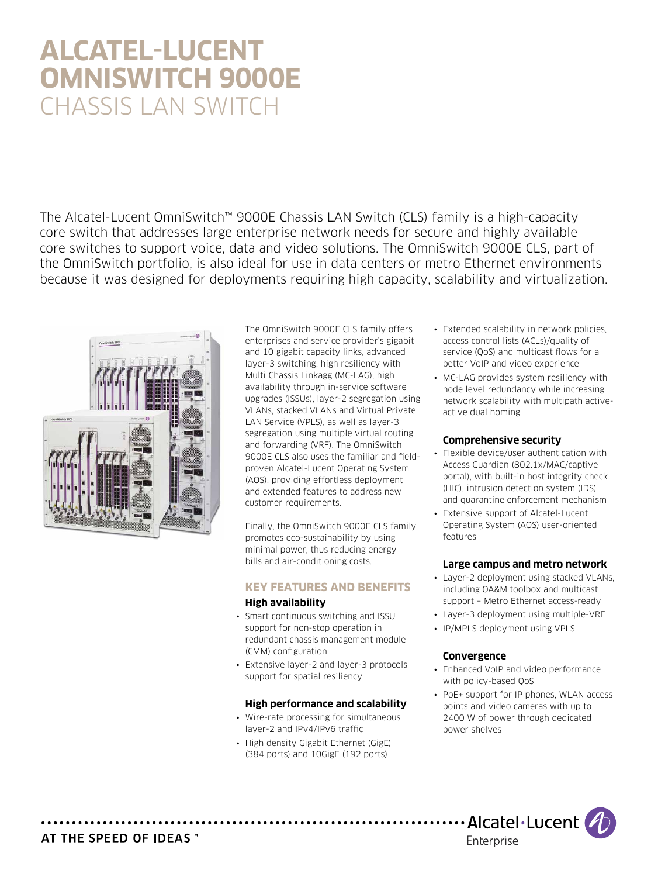# ALCATEL-LUCENT OMNISWITCH 9000E

## CHASSIS LAN SWITCH

The Alcatel-Lucent OmniSwitch™ 9000E Chassis LAN Switch (CLS) family is a high-capacity core switch that addresses large enterprise network needs for secure and highly available core switches to support voice, data and video solutions. The OmniSwitch 9000E CLS, part of the OmniSwitch portfolio, is also ideal for use in data centers or metro Ethernet environments because it was designed for deployments requiring high capacity, scalability and virtualization.

The OmniSwitch 9000E CLS family offers enterprises and service provider's gigabit and 10 gigabit capacity links, advanced layer-3 switching, high resiliency with Multi Chassis Linkagg (MC-LAG), high availability through in-service software upgrades (ISSUs), layer-2 segregation using VLANs, stacked VLANs and Virtual Private LAN Service (VPLS), as well as layer-3 segregation using multiple virtual routing and forwarding (VRF). The OmniSwitch 9000E CLS also uses the familiar and field-proven Alcatel-Lucent Operating System (AOS), providing effortless deployment and extended features to address new customer requirements.

Finally, the OmniSwitch 9000E CLS family promotes eco-sustainability by using minimal power, thus reducing energy bills and air-conditioning costs.

## KEY FEATURES AND BENEFITS

### High availability

- Smart continuous switching and ISSU support for non-stop operation in redundant chassis management module (CMM) configuration
- Extensive layer-2 and layer-3 protocols support for spatial resiliency

### High performance and scalability

- Wire-rate processing for simultaneous layer-2 and IPv4/IPv6 traffic
- High density Gigabit Ethernet (GigE) (384 ports) and 10GigE (192 ports)
- Extended scalability in network policies, access control lists (ACLs)/quality of service (QoS) and multicast flows for a better VoIP and video experience
- MC-LAG provides system resiliency with node level redundancy while increasing network scalability with multipath active-active dual homing

### Comprehensive security

- Flexible device/user authentication with Access Guardian (802.1x/MAC/captive portal), with built-in host integrity check (HIC), intrusion detection system (IDS) and quarantine enforcement mechanism
- Extensive support of Alcatel-Lucent Operating System (AOS) user-oriented features

### Large campus and metro network

- Layer-2 deployment using stacked VLANs, including OA&M toolbox and multicast support – Metro Ethernet access-ready
- Layer-3 deployment using multiple-VRF
- IP/MPLS deployment using VPLS

### Convergence

- Enhanced VoIP and video performance with policy-based QoS
- PoE+ support for IP phones, WLAN access points and video cameras with up to 2400 W of power through dedicated power shelves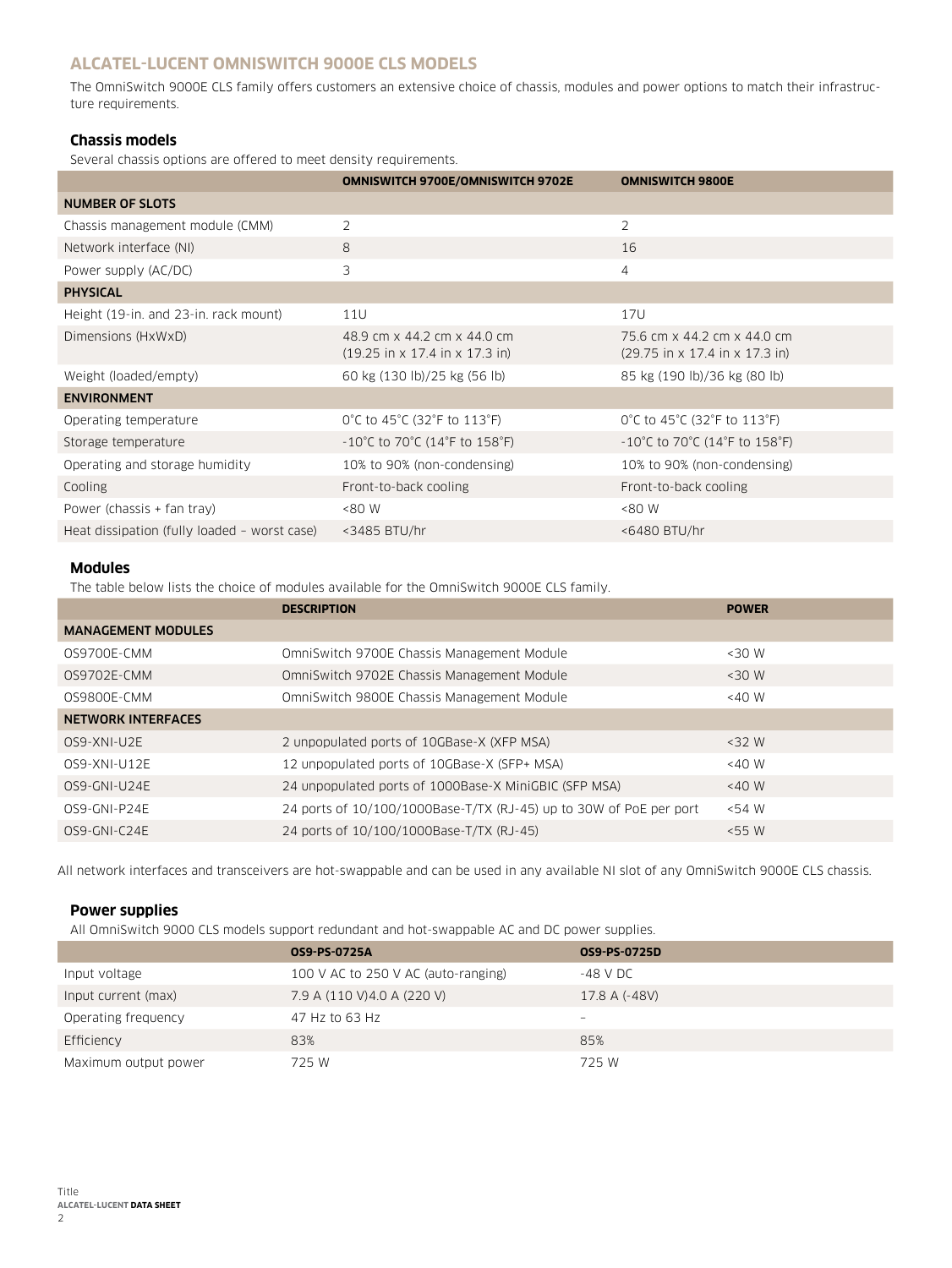## ALCATEL-LUCENT OMNISWITCH 9000E CLS MODELS

The OmniSwitch 9000E CLS family offers customers an extensive choice of chassis, modules and power options to match their infrastructure requirements.

### Chassis models

Several chassis options are offered to meet density requirements.

| | OMNISWITCH 9700E/OMNISWITCH 9702E | OMNISWITCH 9800E |
|---|---|---|
| **NUMBER OF SLOTS** | | |
| Chassis management module (CMM) | 2 | 2 |
| Network interface (NI) | 8 | 16 |
| Power supply (AC/DC) | 3 | 4 |
| **PHYSICAL** | | |
| Height (19-in. and 23-in. rack mount) | 11U | 17U |
| Dimensions (HxWxD) | 48.9 cm x 44.2 cm x 44.0 cm (19.25 in x 17.4 in x 17.3 in) | 75.6 cm x 44.2 cm x 44.0 cm (29.75 in x 17.4 in x 17.3 in) |
| Weight (loaded/empty) | 60 kg (130 lb)/25 kg (56 lb) | 85 kg (190 lb)/36 kg (80 lb) |
| **ENVIRONMENT** | | |
| Operating temperature | 0°C to 45°C (32°F to 113°F) | 0°C to 45°C (32°F to 113°F) |
| Storage temperature | -10°C to 70°C (14°F to 158°F) | -10°C to 70°C (14°F to 158°F) |
| Operating and storage humidity | 10% to 90% (non-condensing) | 10% to 90% (non-condensing) |
| Cooling | Front-to-back cooling | Front-to-back cooling |
| Power (chassis + fan tray) | <80 W | <80 W |
| Heat dissipation (fully loaded – worst case) | <3485 BTU/hr | <6480 BTU/hr |

### Modules

The table below lists the choice of modules available for the OmniSwitch 9000E CLS family.

| | DESCRIPTION | POWER |
|---|---|---|
| **MANAGEMENT MODULES** | | |
| OS9700E-CMM | OmniSwitch 9700E Chassis Management Module | <30 W |
| OS9702E-CMM | OmniSwitch 9702E Chassis Management Module | <30 W |
| OS9800E-CMM | OmniSwitch 9800E Chassis Management Module | <40 W |
| **NETWORK INTERFACES** | | |
| OS9-XNI-U2E | 2 unpopulated ports of 10GBase-X (XFP MSA) | <32 W |
| OS9-XNI-U12E | 12 unpopulated ports of 10GBase-X (SFP+ MSA) | <40 W |
| OS9-GNI-U24E | 24 unpopulated ports of 1000Base-X MiniGBIC (SFP MSA) | <40 W |
| OS9-GNI-P24E | 24 ports of 10/100/1000Base-T/TX (RJ-45) up to 30W of PoE per port | <54 W |
| OS9-GNI-C24E | 24 ports of 10/100/1000Base-T/TX (RJ-45) | <55 W |

All network interfaces and transceivers are hot-swappable and can be used in any available NI slot of any OmniSwitch 9000E CLS chassis.

### Power supplies

All OmniSwitch 9000 CLS models support redundant and hot-swappable AC and DC power supplies.

| | OS9-PS-0725A | OS9-PS-0725D |
|---|---|---|
| Input voltage | 100 V AC to 250 V AC (auto-ranging) | -48 V DC |
| Input current (max) | 7.9 A (110 V)4.0 A (220 V) | 17.8 A (-48V) |
| Operating frequency | 47 Hz to 63 Hz | – |
| Efficiency | 83% | 85% |
| Maximum output power | 725 W | 725 W |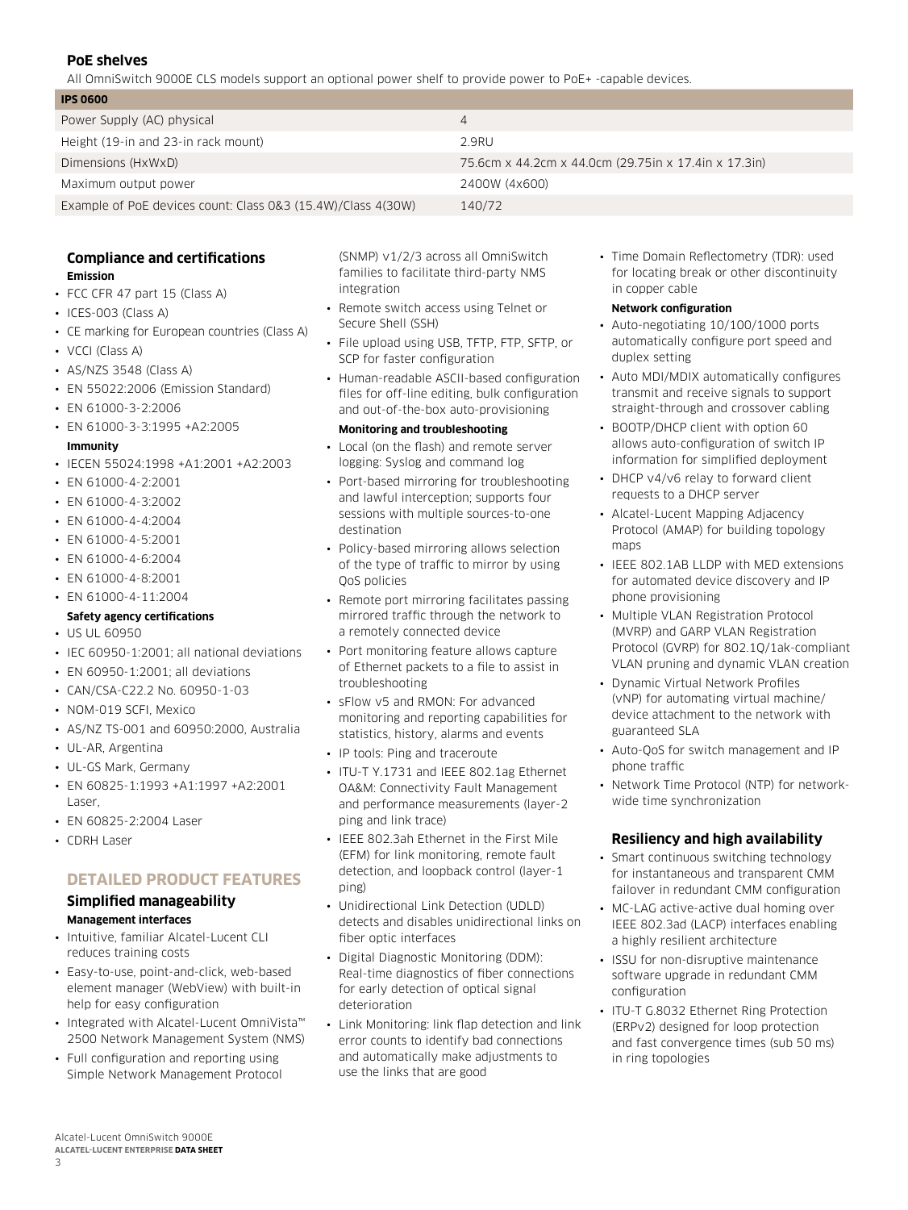## PoE shelves

All OmniSwitch 9000E CLS models support an optional power shelf to provide power to PoE+ -capable devices.

| IPS 0600 | |
|---|---|
| Power Supply (AC) physical | 4 |
| Height (19-in and 23-in rack mount) | 2.9RU |
| Dimensions (HxWxD) | 75.6cm x 44.2cm x 44.0cm (29.75in x 17.4in x 17.3in) |
| Maximum output power | 2400W (4x600) |
| Example of PoE devices count: Class 0&3 (15.4W)/Class 4(30W) | 140/72 |

## Compliance and certifications

**Emission**

- FCC CFR 47 part 15 (Class A)
- ICES-003 (Class A)
- CE marking for European countries (Class A)
- VCCI (Class A)
- AS/NZS 3548 (Class A)
- EN 55022:2006 (Emission Standard)
- EN 61000-3-2:2006
- EN 61000-3-3:1995 +A2:2005

**Immunity**

- IECEN 55024:1998 +A1:2001 +A2:2003
- EN 61000-4-2:2001
- EN 61000-4-3:2002
- EN 61000-4-4:2004
- EN 61000-4-5:2001
- EN 61000-4-6:2004
- EN 61000-4-8:2001
- EN 61000-4-11:2004

**Safety agency certifications**

- US UL 60950
- IEC 60950-1:2001; all national deviations
- EN 60950-1:2001; all deviations
- CAN/CSA-C22.2 No. 60950-1-03
- NOM-019 SCFI, Mexico
- AS/NZ TS-001 and 60950:2000, Australia
- UL-AR, Argentina
- UL-GS Mark, Germany
- EN 60825-1:1993 +A1:1997 +A2:2001 Laser,
- EN 60825-2:2004 Laser
- CDRH Laser

# DETAILED PRODUCT FEATURES

## Simplified manageability

**Management interfaces**

- Intuitive, familiar Alcatel-Lucent CLI reduces training costs
- Easy-to-use, point-and-click, web-based element manager (WebView) with built-in help for easy configuration
- Integrated with Alcatel-Lucent OmniVista™ 2500 Network Management System (NMS)
- Full configuration and reporting using Simple Network Management Protocol (SNMP) v1/2/3 across all OmniSwitch families to facilitate third-party NMS integration
- Remote switch access using Telnet or Secure Shell (SSH)
- File upload using USB, TFTP, FTP, SFTP, or SCP for faster configuration
- Human-readable ASCII-based configuration files for off-line editing, bulk configuration and out-of-the-box auto-provisioning

**Monitoring and troubleshooting**

- Local (on the flash) and remote server logging: Syslog and command log
- Port-based mirroring for troubleshooting and lawful interception; supports four sessions with multiple sources-to-one destination
- Policy-based mirroring allows selection of the type of traffic to mirror by using QoS policies
- Remote port mirroring facilitates passing mirrored traffic through the network to a remotely connected device
- Port monitoring feature allows capture of Ethernet packets to a file to assist in troubleshooting
- sFlow v5 and RMON: For advanced monitoring and reporting capabilities for statistics, history, alarms and events
- IP tools: Ping and traceroute
- ITU-T Y.1731 and IEEE 802.1ag Ethernet OA&M: Connectivity Fault Management and performance measurements (layer-2 ping and link trace)
- IEEE 802.3ah Ethernet in the First Mile (EFM) for link monitoring, remote fault detection, and loopback control (layer-1 ping)
- Unidirectional Link Detection (UDLD) detects and disables unidirectional links on fiber optic interfaces
- Digital Diagnostic Monitoring (DDM): Real-time diagnostics of fiber connections for early detection of optical signal deterioration
- Link Monitoring: link flap detection and link error counts to identify bad connections and automatically make adjustments to use the links that are good
- Time Domain Reflectometry (TDR): used for locating break or other discontinuity in copper cable

**Network configuration**

- Auto-negotiating 10/100/1000 ports automatically configure port speed and duplex setting
- Auto MDI/MDIX automatically configures transmit and receive signals to support straight-through and crossover cabling
- BOOTP/DHCP client with option 60 allows auto-configuration of switch IP information for simplified deployment
- DHCP v4/v6 relay to forward client requests to a DHCP server
- Alcatel-Lucent Mapping Adjacency Protocol (AMAP) for building topology maps
- IEEE 802.1AB LLDP with MED extensions for automated device discovery and IP phone provisioning
- Multiple VLAN Registration Protocol (MVRP) and GARP VLAN Registration Protocol (GVRP) for 802.1Q/1ak-compliant VLAN pruning and dynamic VLAN creation
- Dynamic Virtual Network Profiles (vNP) for automating virtual machine/device attachment to the network with guaranteed SLA
- Auto-QoS for switch management and IP phone traffic
- Network Time Protocol (NTP) for network-wide time synchronization

## Resiliency and high availability

- Smart continuous switching technology for instantaneous and transparent CMM failover in redundant CMM configuration
- MC-LAG active-active dual homing over IEEE 802.3ad (LACP) interfaces enabling a highly resilient architecture
- ISSU for non-disruptive maintenance software upgrade in redundant CMM configuration
- ITU-T G.8032 Ethernet Ring Protection (ERPv2) designed for loop protection and fast convergence times (sub 50 ms) in ring topologies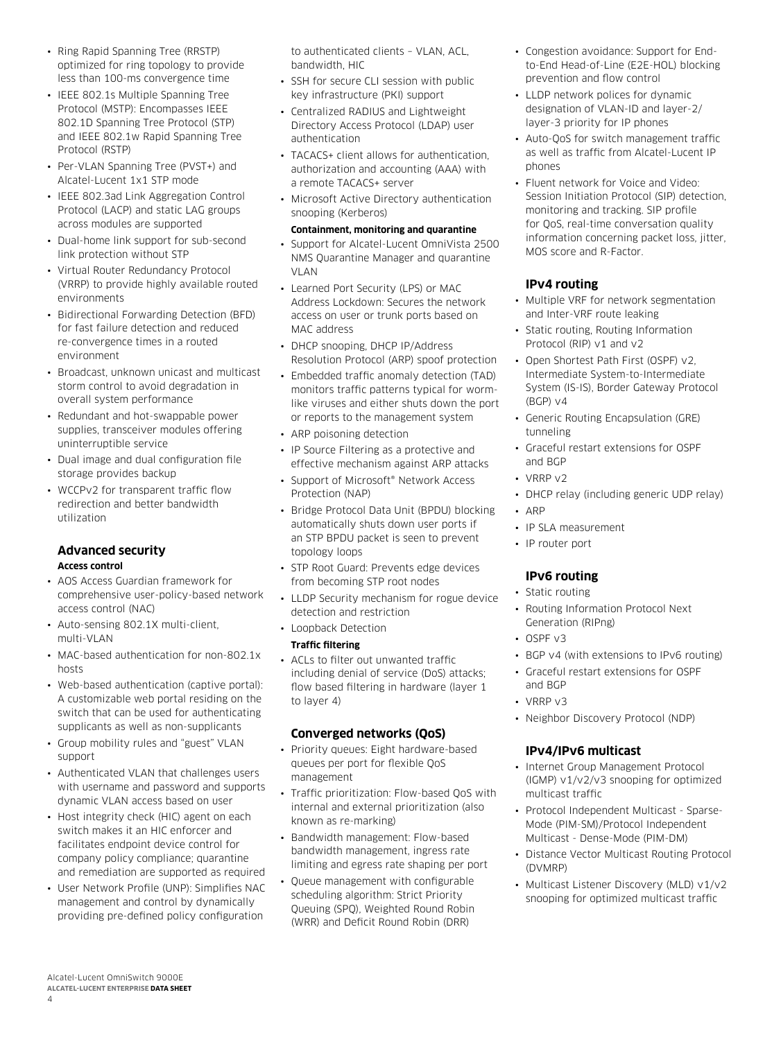- Ring Rapid Spanning Tree (RRSTP) optimized for ring topology to provide less than 100-ms convergence time
- IEEE 802.1s Multiple Spanning Tree Protocol (MSTP): Encompasses IEEE 802.1D Spanning Tree Protocol (STP) and IEEE 802.1w Rapid Spanning Tree Protocol (RSTP)
- Per-VLAN Spanning Tree (PVST+) and Alcatel-Lucent 1x1 STP mode
- IEEE 802.3ad Link Aggregation Control Protocol (LACP) and static LAG groups across modules are supported
- Dual-home link support for sub-second link protection without STP
- Virtual Router Redundancy Protocol (VRRP) to provide highly available routed environments
- Bidirectional Forwarding Detection (BFD) for fast failure detection and reduced re-convergence times in a routed environment
- Broadcast, unknown unicast and multicast storm control to avoid degradation in overall system performance
- Redundant and hot-swappable power supplies, transceiver modules offering uninterruptible service
- Dual image and dual configuration file storage provides backup
- WCCPv2 for transparent traffic flow redirection and better bandwidth utilization

### Advanced security

**Access control**

- AOS Access Guardian framework for comprehensive user-policy-based network access control (NAC)
- Auto-sensing 802.1X multi-client, multi-VLAN
- MAC-based authentication for non-802.1x hosts
- Web-based authentication (captive portal): A customizable web portal residing on the switch that can be used for authenticating supplicants as well as non-supplicants
- Group mobility rules and "guest" VLAN support
- Authenticated VLAN that challenges users with username and password and supports dynamic VLAN access based on user
- Host integrity check (HIC) agent on each switch makes it an HIC enforcer and facilitates endpoint device control for company policy compliance; quarantine and remediation are supported as required
- User Network Profile (UNP): Simplifies NAC management and control by dynamically providing pre-defined policy configuration to authenticated clients – VLAN, ACL, bandwidth, HIC
- SSH for secure CLI session with public key infrastructure (PKI) support
- Centralized RADIUS and Lightweight Directory Access Protocol (LDAP) user authentication
- TACACS+ client allows for authentication, authorization and accounting (AAA) with a remote TACACS+ server
- Microsoft Active Directory authentication snooping (Kerberos)

**Containment, monitoring and quarantine**

- Support for Alcatel-Lucent OmniVista 2500 NMS Quarantine Manager and quarantine VLAN
- Learned Port Security (LPS) or MAC Address Lockdown: Secures the network access on user or trunk ports based on MAC address
- DHCP snooping, DHCP IP/Address Resolution Protocol (ARP) spoof protection
- Embedded traffic anomaly detection (TAD) monitors traffic patterns typical for worm-like viruses and either shuts down the port or reports to the management system
- ARP poisoning detection
- IP Source Filtering as a protective and effective mechanism against ARP attacks
- Support of Microsoft® Network Access Protection (NAP)
- Bridge Protocol Data Unit (BPDU) blocking automatically shuts down user ports if an STP BPDU packet is seen to prevent topology loops
- STP Root Guard: Prevents edge devices from becoming STP root nodes
- LLDP Security mechanism for rogue device detection and restriction
- Loopback Detection

**Traffic filtering**

- ACLs to filter out unwanted traffic including denial of service (DoS) attacks; flow based filtering in hardware (layer 1 to layer 4)

### Converged networks (QoS)

- Priority queues: Eight hardware-based queues per port for flexible QoS management
- Traffic prioritization: Flow-based QoS with internal and external prioritization (also known as re-marking)
- Bandwidth management: Flow-based bandwidth management, ingress rate limiting and egress rate shaping per port
- Queue management with configurable scheduling algorithm: Strict Priority Queuing (SPQ), Weighted Round Robin (WRR) and Deficit Round Robin (DRR)
- Congestion avoidance: Support for End-to-End Head-of-Line (E2E-HOL) blocking prevention and flow control
- LLDP network polices for dynamic designation of VLAN-ID and layer-2/layer-3 priority for IP phones
- Auto-QoS for switch management traffic as well as traffic from Alcatel-Lucent IP phones
- Fluent network for Voice and Video: Session Initiation Protocol (SIP) detection, monitoring and tracking. SIP profile for QoS, real-time conversation quality information concerning packet loss, jitter, MOS score and R-Factor.

### IPv4 routing

- Multiple VRF for network segmentation and Inter-VRF route leaking
- Static routing, Routing Information Protocol (RIP) v1 and v2
- Open Shortest Path First (OSPF) v2, Intermediate System-to-Intermediate System (IS-IS), Border Gateway Protocol (BGP) v4
- Generic Routing Encapsulation (GRE) tunneling
- Graceful restart extensions for OSPF and BGP
- VRRP v2
- DHCP relay (including generic UDP relay)
- ARP
- IP SLA measurement
- IP router port

### IPv6 routing

- Static routing
- Routing Information Protocol Next Generation (RIPng)
- OSPF v3
- BGP v4 (with extensions to IPv6 routing)
- Graceful restart extensions for OSPF and BGP
- VRRP v3
- Neighbor Discovery Protocol (NDP)

### IPv4/IPv6 multicast

- Internet Group Management Protocol (IGMP) v1/v2/v3 snooping for optimized multicast traffic
- Protocol Independent Multicast - Sparse-Mode (PIM-SM)/Protocol Independent Multicast - Dense-Mode (PIM-DM)
- Distance Vector Multicast Routing Protocol (DVMRP)
- Multicast Listener Discovery (MLD) v1/v2 snooping for optimized multicast traffic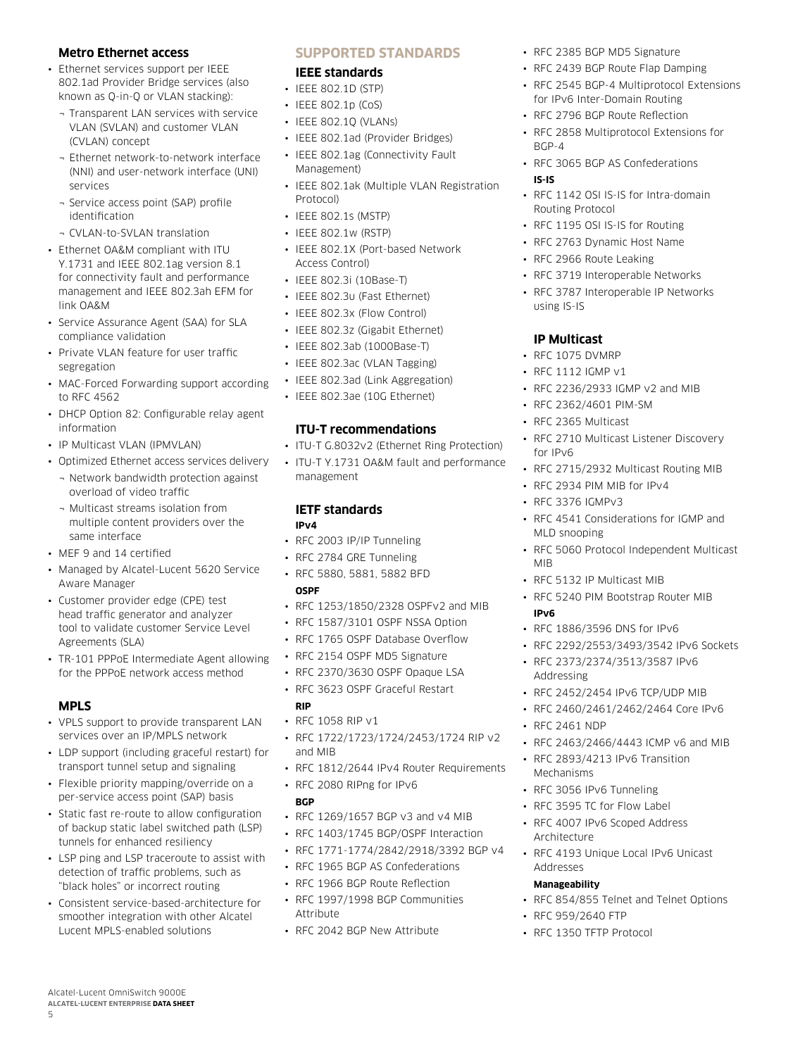### Metro Ethernet access

- Ethernet services support per IEEE 802.1ad Provider Bridge services (also known as Q-in-Q or VLAN stacking):
  - Transparent LAN services with service VLAN (SVLAN) and customer VLAN (CVLAN) concept
  - Ethernet network-to-network interface (NNI) and user-network interface (UNI) services
  - Service access point (SAP) profile identification
  - CVLAN-to-SVLAN translation
- Ethernet OA&M compliant with ITU Y.1731 and IEEE 802.1ag version 8.1 for connectivity fault and performance management and IEEE 802.3ah EFM for link OA&M
- Service Assurance Agent (SAA) for SLA compliance validation
- Private VLAN feature for user traffic segregation
- MAC-Forced Forwarding support according to RFC 4562
- DHCP Option 82: Configurable relay agent information
- IP Multicast VLAN (IPMVLAN)
- Optimized Ethernet access services delivery
  - Network bandwidth protection against overload of video traffic
  - Multicast streams isolation from multiple content providers over the same interface
- MEF 9 and 14 certified
- Managed by Alcatel-Lucent 5620 Service Aware Manager
- Customer provider edge (CPE) test head traffic generator and analyzer tool to validate customer Service Level Agreements (SLA)
- TR-101 PPPoE Intermediate Agent allowing for the PPPoE network access method

### MPLS

- VPLS support to provide transparent LAN services over an IP/MPLS network
- LDP support (including graceful restart) for transport tunnel setup and signaling
- Flexible priority mapping/override on a per-service access point (SAP) basis
- Static fast re-route to allow configuration of backup static label switched path (LSP) tunnels for enhanced resiliency
- LSP ping and LSP traceroute to assist with detection of traffic problems, such as "black holes" or incorrect routing
- Consistent service-based-architecture for smoother integration with other Alcatel Lucent MPLS-enabled solutions

## SUPPORTED STANDARDS

### IEEE standards

- IEEE 802.1D (STP)
- IEEE 802.1p (CoS)
- IEEE 802.1Q (VLANs)
- IEEE 802.1ad (Provider Bridges)
- IEEE 802.1ag (Connectivity Fault Management)
- IEEE 802.1ak (Multiple VLAN Registration Protocol)
- IEEE 802.1s (MSTP)
- IEEE 802.1w (RSTP)
- IEEE 802.1X (Port-based Network Access Control)
- IEEE 802.3i (10Base-T)
- IEEE 802.3u (Fast Ethernet)
- IEEE 802.3x (Flow Control)
- IEEE 802.3z (Gigabit Ethernet)
- IEEE 802.3ab (1000Base-T)
- IEEE 802.3ac (VLAN Tagging)
- IEEE 802.3ad (Link Aggregation)
- IEEE 802.3ae (10G Ethernet)

### ITU-T recommendations

- ITU-T G.8032v2 (Ethernet Ring Protection)
- ITU-T Y.1731 OA&M fault and performance management

### IETF standards

**IPv4**

- RFC 2003 IP/IP Tunneling
- RFC 2784 GRE Tunneling
- RFC 5880, 5881, 5882 BFD

**OSPF**

- RFC 1253/1850/2328 OSPFv2 and MIB
- RFC 1587/3101 OSPF NSSA Option
- RFC 1765 OSPF Database Overflow
- RFC 2154 OSPF MD5 Signature
- RFC 2370/3630 OSPF Opaque LSA
- RFC 3623 OSPF Graceful Restart

**RIP**

- RFC 1058 RIP v1
- RFC 1722/1723/1724/2453/1724 RIP v2 and MIB
- RFC 1812/2644 IPv4 Router Requirements
- RFC 2080 RIPng for IPv6

**BGP**

- RFC 1269/1657 BGP v3 and v4 MIB
- RFC 1403/1745 BGP/OSPF Interaction
- RFC 1771-1774/2842/2918/3392 BGP v4
- RFC 1965 BGP AS Confederations
- RFC 1966 BGP Route Reflection
- RFC 1997/1998 BGP Communities Attribute
- RFC 2042 BGP New Attribute
- RFC 2385 BGP MD5 Signature
- RFC 2439 BGP Route Flap Damping
- RFC 2545 BGP-4 Multiprotocol Extensions for IPv6 Inter-Domain Routing
- RFC 2796 BGP Route Reflection
- RFC 2858 Multiprotocol Extensions for BGP-4
- RFC 3065 BGP AS Confederations

**IS-IS**

- RFC 1142 OSI IS-IS for Intra-domain Routing Protocol
- RFC 1195 OSI IS-IS for Routing
- RFC 2763 Dynamic Host Name
- RFC 2966 Route Leaking
- RFC 3719 Interoperable Networks
- RFC 3787 Interoperable IP Networks using IS-IS

### IP Multicast

- RFC 1075 DVMRP
- RFC 1112 IGMP v1
- RFC 2236/2933 IGMP v2 and MIB
- RFC 2362/4601 PIM-SM
- RFC 2365 Multicast
- RFC 2710 Multicast Listener Discovery for IPv6
- RFC 2715/2932 Multicast Routing MIB
- RFC 2934 PIM MIB for IPv4
- RFC 3376 IGMPv3
- RFC 4541 Considerations for IGMP and MLD snooping
- RFC 5060 Protocol Independent Multicast MIB
- RFC 5132 IP Multicast MIB
- RFC 5240 PIM Bootstrap Router MIB

**IPv6**

- RFC 1886/3596 DNS for IPv6
- RFC 2292/2553/3493/3542 IPv6 Sockets
- RFC 2373/2374/3513/3587 IPv6 Addressing
- RFC 2452/2454 IPv6 TCP/UDP MIB
- RFC 2460/2461/2462/2464 Core IPv6
- RFC 2461 NDP
- RFC 2463/2466/4443 ICMP v6 and MIB
- RFC 2893/4213 IPv6 Transition Mechanisms
- RFC 3056 IPv6 Tunneling
- RFC 3595 TC for Flow Label
- RFC 4007 IPv6 Scoped Address Architecture
- RFC 4193 Unique Local IPv6 Unicast Addresses

**Manageability**

- RFC 854/855 Telnet and Telnet Options
- RFC 959/2640 FTP
- RFC 1350 TFTP Protocol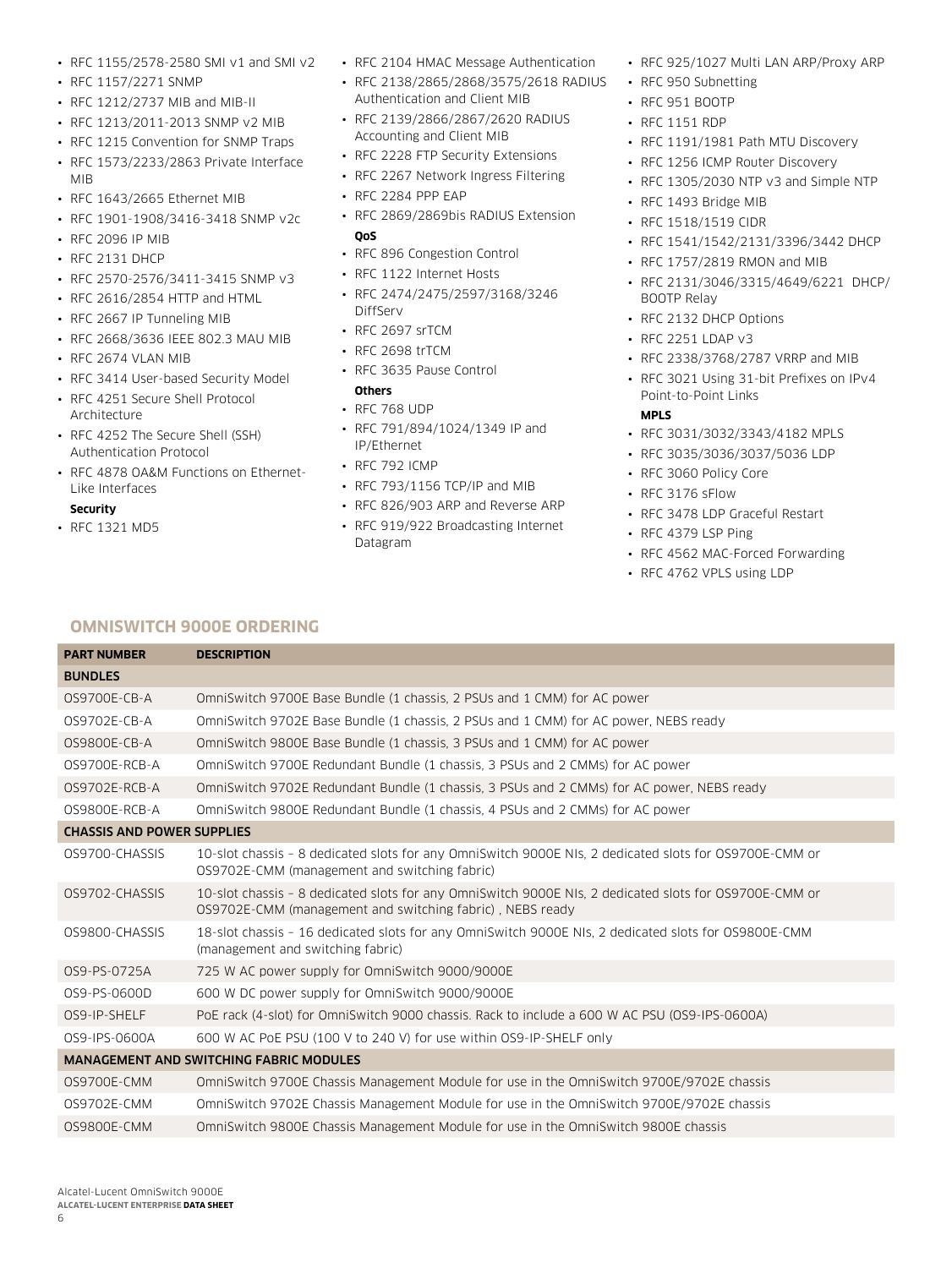- RFC 1155/2578-2580 SMI v1 and SMI v2
- RFC 1157/2271 SNMP
- RFC 1212/2737 MIB and MIB-II
- RFC 1213/2011-2013 SNMP v2 MIB
- RFC 1215 Convention for SNMP Traps
- RFC 1573/2233/2863 Private Interface MIB
- RFC 1643/2665 Ethernet MIB
- RFC 1901-1908/3416-3418 SNMP v2c
- RFC 2096 IP MIB
- RFC 2131 DHCP
- RFC 2570-2576/3411-3415 SNMP v3
- RFC 2616/2854 HTTP and HTML
- RFC 2667 IP Tunneling MIB
- RFC 2668/3636 IEEE 802.3 MAU MIB
- RFC 2674 VLAN MIB
- RFC 3414 User-based Security Model
- RFC 4251 Secure Shell Protocol Architecture
- RFC 4252 The Secure Shell (SSH) Authentication Protocol
- RFC 4878 OA&M Functions on Ethernet-Like Interfaces

**Security**

- RFC 1321 MD5
- RFC 2104 HMAC Message Authentication
- RFC 2138/2865/2868/3575/2618 RADIUS Authentication and Client MIB
- RFC 2139/2866/2867/2620 RADIUS Accounting and Client MIB
- RFC 2228 FTP Security Extensions
- RFC 2267 Network Ingress Filtering
- RFC 2284 PPP EAP
- RFC 2869/2869bis RADIUS Extension

**QoS**

- RFC 896 Congestion Control
- RFC 1122 Internet Hosts
- RFC 2474/2475/2597/3168/3246 DiffServ
- RFC 2697 srTCM
- RFC 2698 trTCM
- RFC 3635 Pause Control

**Others**

- RFC 768 UDP
- RFC 791/894/1024/1349 IP and IP/Ethernet
- RFC 792 ICMP
- RFC 793/1156 TCP/IP and MIB
- RFC 826/903 ARP and Reverse ARP
- RFC 919/922 Broadcasting Internet Datagram
- RFC 925/1027 Multi LAN ARP/Proxy ARP
- RFC 950 Subnetting
- RFC 951 BOOTP
- RFC 1151 RDP
- RFC 1191/1981 Path MTU Discovery
- RFC 1256 ICMP Router Discovery
- RFC 1305/2030 NTP v3 and Simple NTP
- RFC 1493 Bridge MIB
- RFC 1518/1519 CIDR
- RFC 1541/1542/2131/3396/3442 DHCP
- RFC 1757/2819 RMON and MIB
- RFC 2131/3046/3315/4649/6221 DHCP/BOOTP Relay
- RFC 2132 DHCP Options
- RFC 2251 LDAP v3
- RFC 2338/3768/2787 VRRP and MIB
- RFC 3021 Using 31-bit Prefixes on IPv4 Point-to-Point Links

**MPLS**

- RFC 3031/3032/3343/4182 MPLS
- RFC 3035/3036/3037/5036 LDP
- RFC 3060 Policy Core
- RFC 3176 sFlow
- RFC 3478 LDP Graceful Restart
- RFC 4379 LSP Ping
- RFC 4562 MAC-Forced Forwarding
- RFC 4762 VPLS using LDP

## OMNISWITCH 9000E ORDERING

| PART NUMBER | DESCRIPTION |
|---|---|
| **BUNDLES** | |
| OS9700E-CB-A | OmniSwitch 9700E Base Bundle (1 chassis, 2 PSUs and 1 CMM) for AC power |
| OS9702E-CB-A | OmniSwitch 9702E Base Bundle (1 chassis, 2 PSUs and 1 CMM) for AC power, NEBS ready |
| OS9800E-CB-A | OmniSwitch 9800E Base Bundle (1 chassis, 3 PSUs and 1 CMM) for AC power |
| OS9700E-RCB-A | OmniSwitch 9700E Redundant Bundle (1 chassis, 3 PSUs and 2 CMMs) for AC power |
| OS9702E-RCB-A | OmniSwitch 9702E Redundant Bundle (1 chassis, 3 PSUs and 2 CMMs) for AC power, NEBS ready |
| OS9800E-RCB-A | OmniSwitch 9800E Redundant Bundle (1 chassis, 4 PSUs and 2 CMMs) for AC power |
| **CHASSIS AND POWER SUPPLIES** | |
| OS9700-CHASSIS | 10-slot chassis – 8 dedicated slots for any OmniSwitch 9000E NIs, 2 dedicated slots for OS9700E-CMM or OS9702E-CMM (management and switching fabric) |
| OS9702-CHASSIS | 10-slot chassis – 8 dedicated slots for any OmniSwitch 9000E NIs, 2 dedicated slots for OS9700E-CMM or OS9702E-CMM (management and switching fabric) , NEBS ready |
| OS9800-CHASSIS | 18-slot chassis – 16 dedicated slots for any OmniSwitch 9000E NIs, 2 dedicated slots for OS9800E-CMM (management and switching fabric) |
| OS9-PS-0725A | 725 W AC power supply for OmniSwitch 9000/9000E |
| OS9-PS-0600D | 600 W DC power supply for OmniSwitch 9000/9000E |
| OS9-IP-SHELF | PoE rack (4-slot) for OmniSwitch 9000 chassis. Rack to include a 600 W AC PSU (OS9-IPS-0600A) |
| OS9-IPS-0600A | 600 W AC PoE PSU (100 V to 240 V) for use within OS9-IP-SHELF only |
| **MANAGEMENT AND SWITCHING FABRIC MODULES** | |
| OS9700E-CMM | OmniSwitch 9700E Chassis Management Module for use in the OmniSwitch 9700E/9702E chassis |
| OS9702E-CMM | OmniSwitch 9702E Chassis Management Module for use in the OmniSwitch 9700E/9702E chassis |
| OS9800E-CMM | OmniSwitch 9800E Chassis Management Module for use in the OmniSwitch 9800E chassis |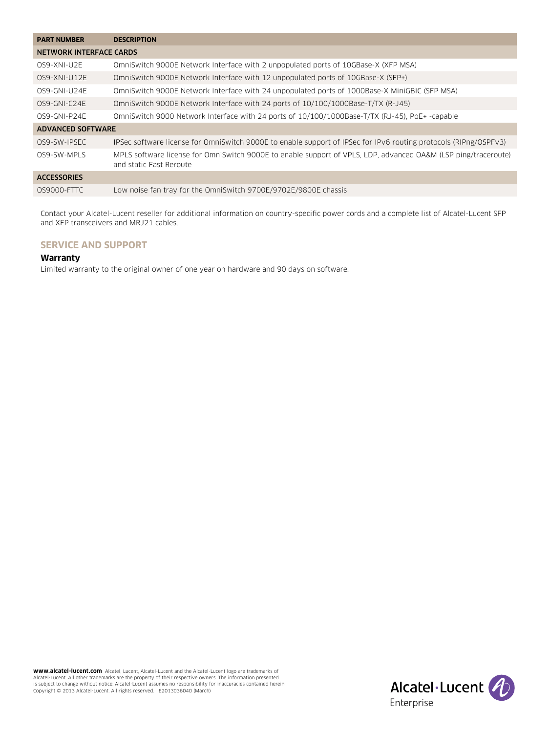| PART NUMBER | DESCRIPTION |
| --- | --- |
| **NETWORK INTERFACE CARDS** | |
| OS9-XNI-U2E | OmniSwitch 9000E Network Interface with 2 unpopulated ports of 10GBase-X (XFP MSA) |
| OS9-XNI-U12E | OmniSwitch 9000E Network Interface with 12 unpopulated ports of 10GBase-X (SFP+) |
| OS9-GNI-U24E | OmniSwitch 9000E Network Interface with 24 unpopulated ports of 1000Base-X MiniGBIC (SFP MSA) |
| OS9-GNI-C24E | OmniSwitch 9000E Network Interface with 24 ports of 10/100/1000Base-T/TX (R-J45) |
| OS9-GNI-P24E | OmniSwitch 9000 Network Interface with 24 ports of 10/100/1000Base-T/TX (RJ-45), PoE+ -capable |
| **ADVANCED SOFTWARE** | |
| OS9-SW-IPSEC | IPSec software license for OmniSwitch 9000E to enable support of IPSec for IPv6 routing protocols (RIPng/OSPFv3) |
| OS9-SW-MPLS | MPLS software license for OmniSwitch 9000E to enable support of VPLS, LDP, advanced OA&M (LSP ping/traceroute) and static Fast Reroute |
| **ACCESSORIES** | |
| OS9000-FTTC | Low noise fan tray for the OmniSwitch 9700E/9702E/9800E chassis |

Contact your Alcatel-Lucent reseller for additional information on country-specific power cords and a complete list of Alcatel-Lucent SFP and XFP transceivers and MRJ21 cables.

## SERVICE AND SUPPORT

### Warranty

Limited warranty to the original owner of one year on hardware and 90 days on software.

**www.alcatel-lucent.com** Alcatel, Lucent, Alcatel-Lucent and the Alcatel-Lucent logo are trademarks of Alcatel-Lucent. All other trademarks are the property of their respective owners. The information presented is subject to change without notice. Alcatel-Lucent assumes no responsibility for inaccuracies contained herein. Copyright © 2013 Alcatel-Lucent. All rights reserved. E2013036040 (March)

Alcatel·Lucent Enterprise